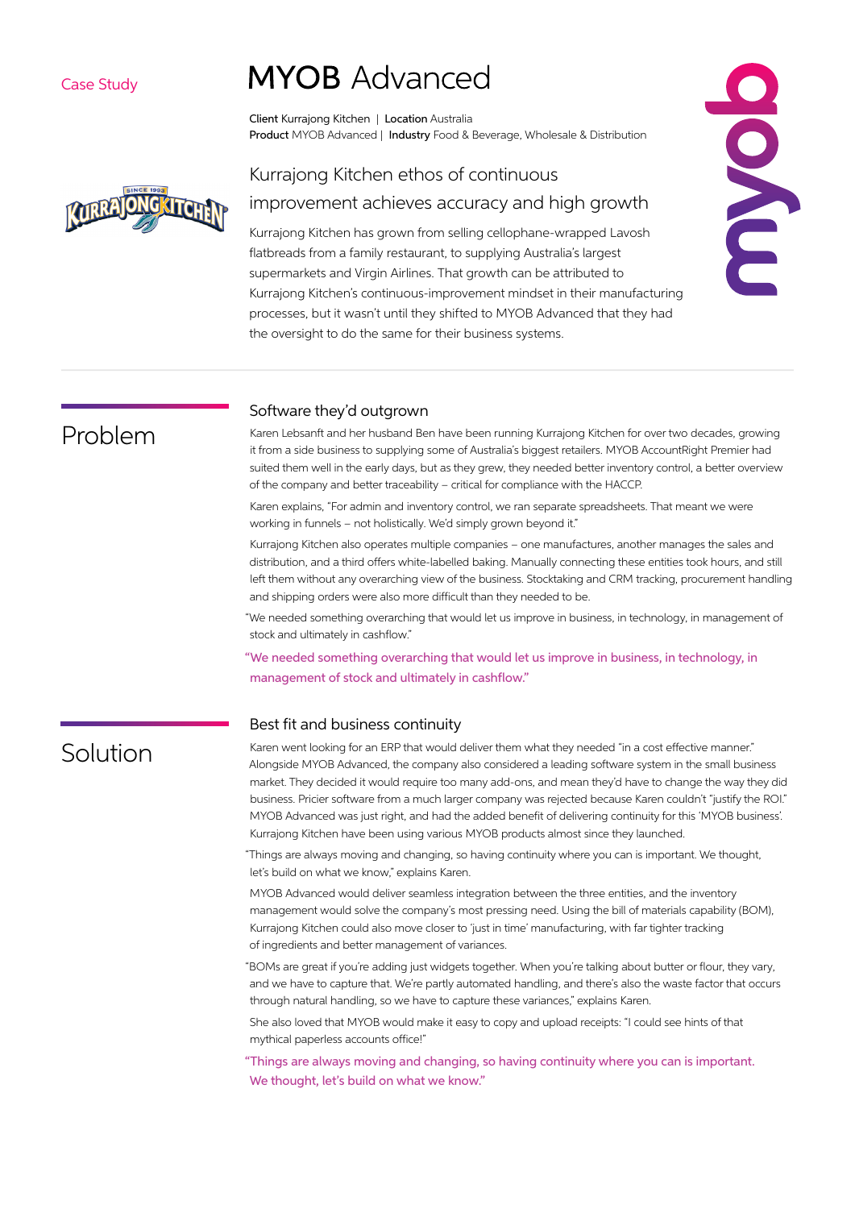Case Study

# MYOB Advanced

**Client** Kurrajong Kitchen | **Location** Australia
**Product** MYOB Advanced | **Industry** Food & Beverage, Wholesale & Distribution

## Kurrajong Kitchen ethos of continuous improvement achieves accuracy and high growth

Kurrajong Kitchen has grown from selling cellophane-wrapped Lavosh flatbreads from a family restaurant, to supplying Australia's largest supermarkets and Virgin Airlines. That growth can be attributed to Kurrajong Kitchen's continuous-improvement mindset in their manufacturing processes, but it wasn't until they shifted to MYOB Advanced that they had the oversight to do the same for their business systems.

## Problem

### Software they'd outgrown

Karen Lebsanft and her husband Ben have been running Kurrajong Kitchen for over two decades, growing it from a side business to supplying some of Australia's biggest retailers. MYOB AccountRight Premier had suited them well in the early days, but as they grew, they needed better inventory control, a better overview of the company and better traceability – critical for compliance with the HACCP.

Karen explains, "For admin and inventory control, we ran separate spreadsheets. That meant we were working in funnels – not holistically. We'd simply grown beyond it."

Kurrajong Kitchen also operates multiple companies – one manufactures, another manages the sales and distribution, and a third offers white-labelled baking. Manually connecting these entities took hours, and still left them without any overarching view of the business. Stocktaking and CRM tracking, procurement handling and shipping orders were also more difficult than they needed to be.

"We needed something overarching that would let us improve in business, in technology, in management of stock and ultimately in cashflow."

"We needed something overarching that would let us improve in business, in technology, in management of stock and ultimately in cashflow."

## Solution

### Best fit and business continuity

Karen went looking for an ERP that would deliver them what they needed "in a cost effective manner." Alongside MYOB Advanced, the company also considered a leading software system in the small business market. They decided it would require too many add-ons, and mean they'd have to change the way they did business. Pricier software from a much larger company was rejected because Karen couldn't "justify the ROI." MYOB Advanced was just right, and had the added benefit of delivering continuity for this 'MYOB business'. Kurrajong Kitchen have been using various MYOB products almost since they launched.

"Things are always moving and changing, so having continuity where you can is important. We thought, let's build on what we know," explains Karen.

MYOB Advanced would deliver seamless integration between the three entities, and the inventory management would solve the company's most pressing need. Using the bill of materials capability (BOM), Kurrajong Kitchen could also move closer to 'just in time' manufacturing, with far tighter tracking of ingredients and better management of variances.

"BOMs are great if you're adding just widgets together. When you're talking about butter or flour, they vary, and we have to capture that. We're partly automated handling, and there's also the waste factor that occurs through natural handling, so we have to capture these variances," explains Karen.

She also loved that MYOB would make it easy to copy and upload receipts: "I could see hints of that mythical paperless accounts office!"

"Things are always moving and changing, so having continuity where you can is important. We thought, let's build on what we know."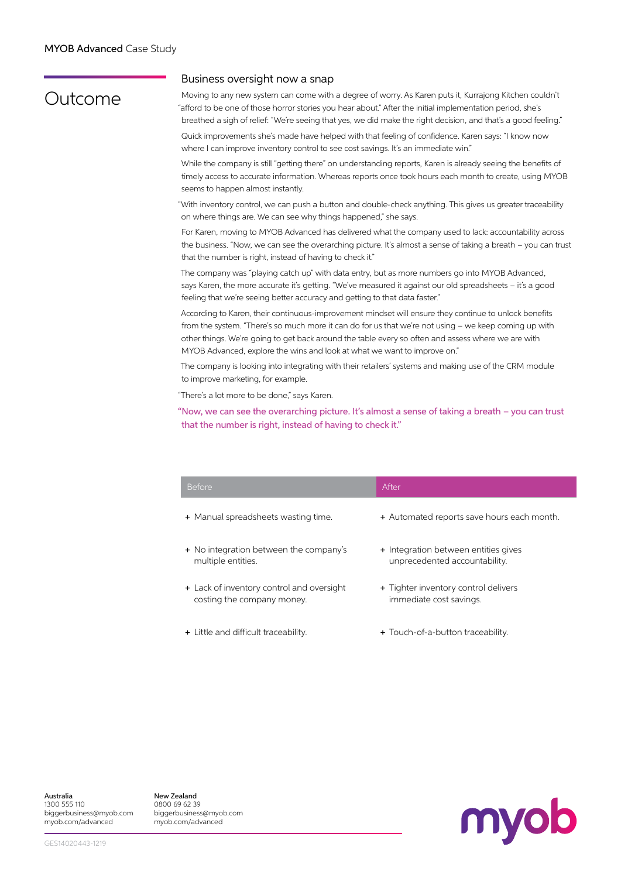## Outcome

### Business oversight now a snap

Moving to any new system can come with a degree of worry. As Karen puts it, Kurrajong Kitchen couldn't "afford to be one of those horror stories you hear about." After the initial implementation period, she's breathed a sigh of relief: "We're seeing that yes, we did make the right decision, and that's a good feeling."

Quick improvements she's made have helped with that feeling of confidence. Karen says: "I know now where I can improve inventory control to see cost savings. It's an immediate win."

While the company is still "getting there" on understanding reports, Karen is already seeing the benefits of timely access to accurate information. Whereas reports once took hours each month to create, using MYOB seems to happen almost instantly.

"With inventory control, we can push a button and double-check anything. This gives us greater traceability on where things are. We can see why things happened," she says.

For Karen, moving to MYOB Advanced has delivered what the company used to lack: accountability across the business. "Now, we can see the overarching picture. It's almost a sense of taking a breath – you can trust that the number is right, instead of having to check it."

The company was "playing catch up" with data entry, but as more numbers go into MYOB Advanced, says Karen, the more accurate it's getting. "We've measured it against our old spreadsheets – it's a good feeling that we're seeing better accuracy and getting to that data faster."

According to Karen, their continuous-improvement mindset will ensure they continue to unlock benefits from the system. "There's so much more it can do for us that we're not using – we keep coming up with other things. We're going to get back around the table every so often and assess where we are with MYOB Advanced, explore the wins and look at what we want to improve on."

The company is looking into integrating with their retailers' systems and making use of the CRM module to improve marketing, for example.

"There's a lot more to be done," says Karen.

"Now, we can see the overarching picture. It's almost a sense of taking a breath – you can trust that the number is right, instead of having to check it."

| Before | After |
|---|---|
| + Manual spreadsheets wasting time. | + Automated reports save hours each month. |
| + No integration between the company's multiple entities. | + Integration between entities gives unprecedented accountability. |
| + Lack of inventory control and oversight costing the company money. | + Tighter inventory control delivers immediate cost savings. |
| + Little and difficult traceability. | + Touch-of-a-button traceability. |

**Australia**
1300 555 110
biggerbusiness@myob.com
myob.com/advanced

**New Zealand**
0800 69 62 39
biggerbusiness@myob.com
myob.com/advanced

myob

GES14020443-1219